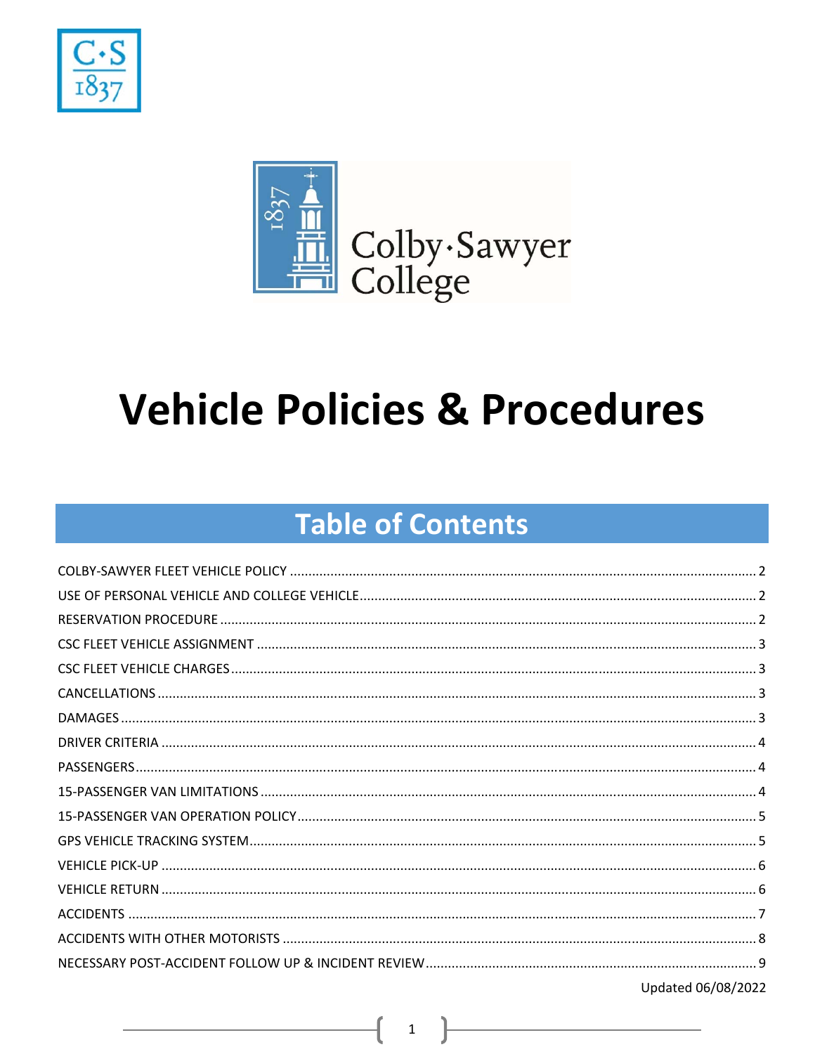# Vehicle Policies & Procedures

## Table of Contents

| | |
|---|---|
| COLBY-SAWYER FLEET VEHICLE POLICY | 2 |
| USE OF PERSONAL VEHICLE AND COLLEGE VEHICLE | 2 |
| RESERVATION PROCEDURE | 2 |
| CSC FLEET VEHICLE ASSIGNMENT | 3 |
| CSC FLEET VEHICLE CHARGES | 3 |
| CANCELLATIONS | 3 |
| DAMAGES | 3 |
| DRIVER CRITERIA | 4 |
| PASSENGERS | 4 |
| 15-PASSENGER VAN LIMITATIONS | 4 |
| 15-PASSENGER VAN OPERATION POLICY | 5 |
| GPS VEHICLE TRACKING SYSTEM | 5 |
| VEHICLE PICK-UP | 6 |
| VEHICLE RETURN | 6 |
| ACCIDENTS | 7 |
| ACCIDENTS WITH OTHER MOTORISTS | 8 |
| NECESSARY POST-ACCIDENT FOLLOW UP & INCIDENT REVIEW | 9 |

Updated 06/08/2022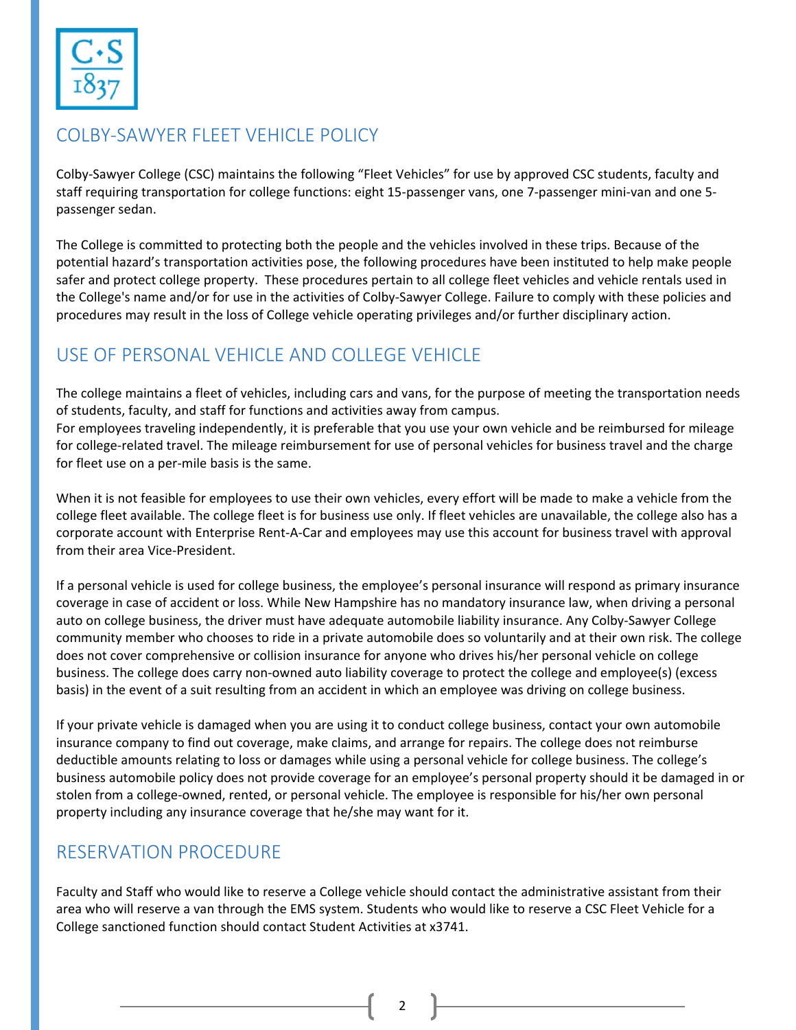## COLBY-SAWYER FLEET VEHICLE POLICY

Colby-Sawyer College (CSC) maintains the following “Fleet Vehicles” for use by approved CSC students, faculty and staff requiring transportation for college functions: eight 15-passenger vans, one 7-passenger mini-van and one 5-passenger sedan.

The College is committed to protecting both the people and the vehicles involved in these trips. Because of the potential hazard’s transportation activities pose, the following procedures have been instituted to help make people safer and protect college property. These procedures pertain to all college fleet vehicles and vehicle rentals used in the College's name and/or for use in the activities of Colby-Sawyer College. Failure to comply with these policies and procedures may result in the loss of College vehicle operating privileges and/or further disciplinary action.

## USE OF PERSONAL VEHICLE AND COLLEGE VEHICLE

The college maintains a fleet of vehicles, including cars and vans, for the purpose of meeting the transportation needs of students, faculty, and staff for functions and activities away from campus.
For employees traveling independently, it is preferable that you use your own vehicle and be reimbursed for mileage for college-related travel. The mileage reimbursement for use of personal vehicles for business travel and the charge for fleet use on a per-mile basis is the same.

When it is not feasible for employees to use their own vehicles, every effort will be made to make a vehicle from the college fleet available. The college fleet is for business use only. If fleet vehicles are unavailable, the college also has a corporate account with Enterprise Rent-A-Car and employees may use this account for business travel with approval from their area Vice-President.

If a personal vehicle is used for college business, the employee’s personal insurance will respond as primary insurance coverage in case of accident or loss. While New Hampshire has no mandatory insurance law, when driving a personal auto on college business, the driver must have adequate automobile liability insurance. Any Colby-Sawyer College community member who chooses to ride in a private automobile does so voluntarily and at their own risk. The college does not cover comprehensive or collision insurance for anyone who drives his/her personal vehicle on college business. The college does carry non-owned auto liability coverage to protect the college and employee(s) (excess basis) in the event of a suit resulting from an accident in which an employee was driving on college business.

If your private vehicle is damaged when you are using it to conduct college business, contact your own automobile insurance company to find out coverage, make claims, and arrange for repairs. The college does not reimburse deductible amounts relating to loss or damages while using a personal vehicle for college business. The college’s business automobile policy does not provide coverage for an employee’s personal property should it be damaged in or stolen from a college-owned, rented, or personal vehicle. The employee is responsible for his/her own personal property including any insurance coverage that he/she may want for it.

## RESERVATION PROCEDURE

Faculty and Staff who would like to reserve a College vehicle should contact the administrative assistant from their area who will reserve a van through the EMS system. Students who would like to reserve a CSC Fleet Vehicle for a College sanctioned function should contact Student Activities at x3741.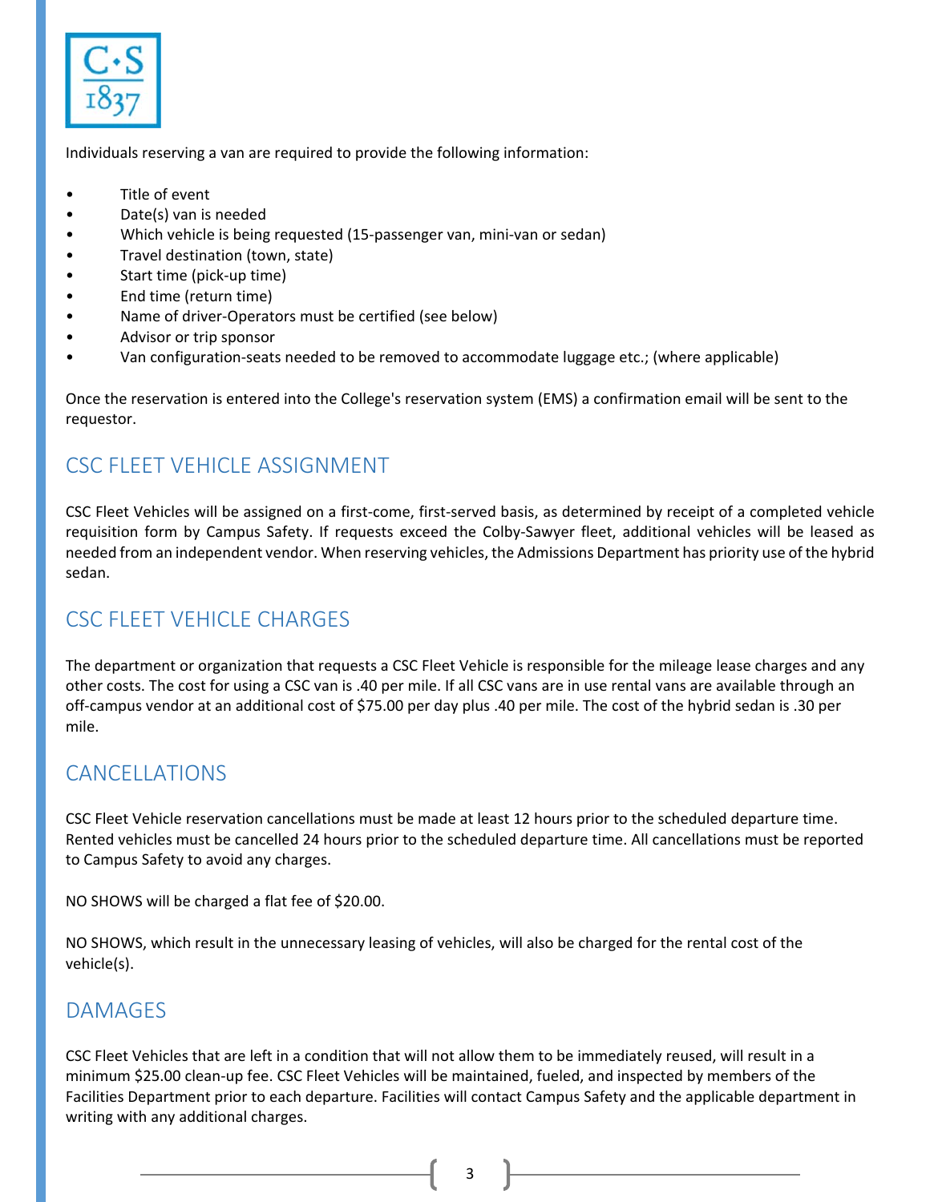Individuals reserving a van are required to provide the following information:

- Title of event
- Date(s) van is needed
- Which vehicle is being requested (15-passenger van, mini-van or sedan)
- Travel destination (town, state)
- Start time (pick-up time)
- End time (return time)
- Name of driver-Operators must be certified (see below)
- Advisor or trip sponsor
- Van configuration-seats needed to be removed to accommodate luggage etc.; (where applicable)

Once the reservation is entered into the College's reservation system (EMS) a confirmation email will be sent to the requestor.

## CSC FLEET VEHICLE ASSIGNMENT

CSC Fleet Vehicles will be assigned on a first-come, first-served basis, as determined by receipt of a completed vehicle requisition form by Campus Safety. If requests exceed the Colby-Sawyer fleet, additional vehicles will be leased as needed from an independent vendor. When reserving vehicles, the Admissions Department has priority use of the hybrid sedan.

## CSC FLEET VEHICLE CHARGES

The department or organization that requests a CSC Fleet Vehicle is responsible for the mileage lease charges and any other costs. The cost for using a CSC van is .40 per mile. If all CSC vans are in use rental vans are available through an off-campus vendor at an additional cost of $75.00 per day plus .40 per mile. The cost of the hybrid sedan is .30 per mile.

## CANCELLATIONS

CSC Fleet Vehicle reservation cancellations must be made at least 12 hours prior to the scheduled departure time. Rented vehicles must be cancelled 24 hours prior to the scheduled departure time. All cancellations must be reported to Campus Safety to avoid any charges.

NO SHOWS will be charged a flat fee of $20.00.

NO SHOWS, which result in the unnecessary leasing of vehicles, will also be charged for the rental cost of the vehicle(s).

## DAMAGES

CSC Fleet Vehicles that are left in a condition that will not allow them to be immediately reused, will result in a minimum $25.00 clean-up fee. CSC Fleet Vehicles will be maintained, fueled, and inspected by members of the Facilities Department prior to each departure. Facilities will contact Campus Safety and the applicable department in writing with any additional charges.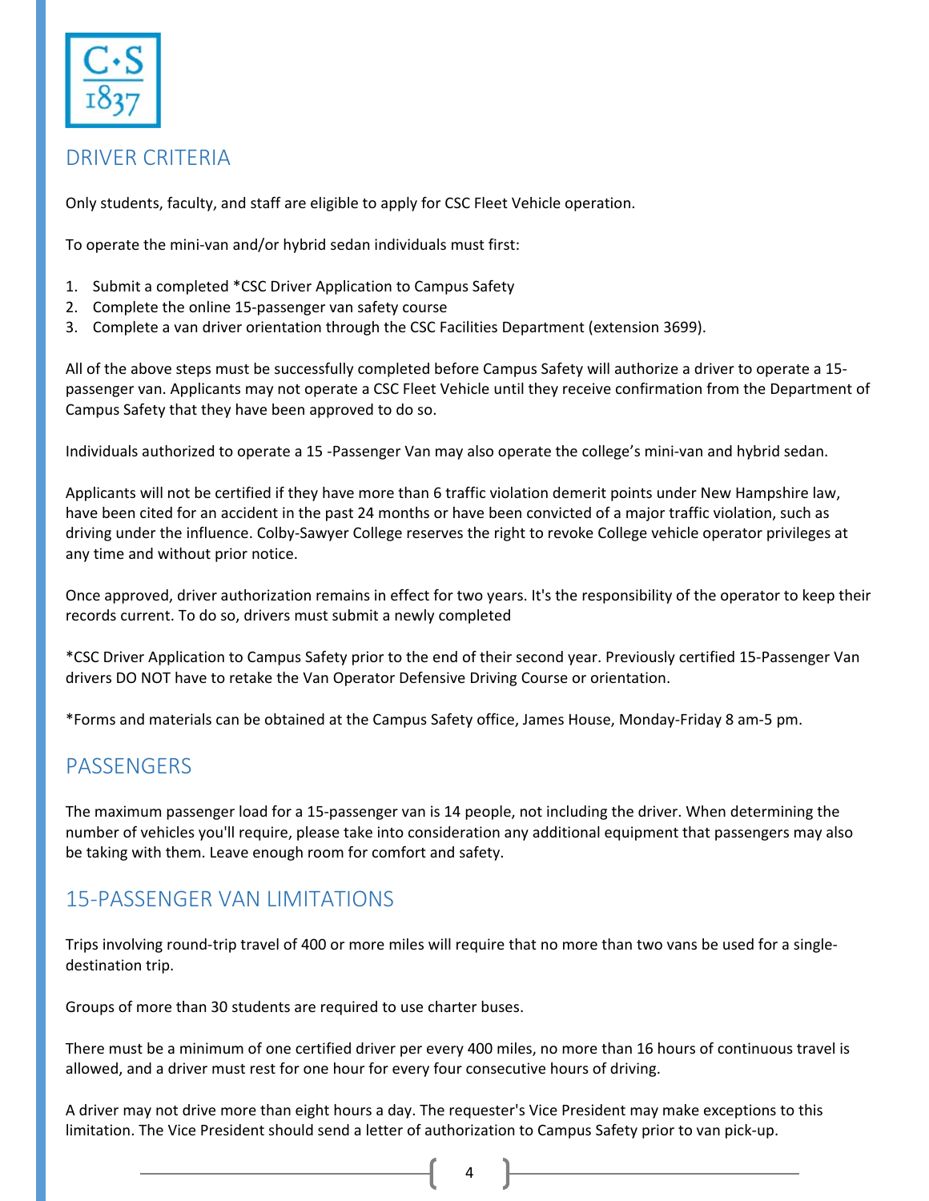## DRIVER CRITERIA

Only students, faculty, and staff are eligible to apply for CSC Fleet Vehicle operation.

To operate the mini-van and/or hybrid sedan individuals must first:

1. Submit a completed *CSC Driver Application to Campus Safety
2. Complete the online 15-passenger van safety course
3. Complete a van driver orientation through the CSC Facilities Department (extension 3699).

All of the above steps must be successfully completed before Campus Safety will authorize a driver to operate a 15-passenger van. Applicants may not operate a CSC Fleet Vehicle until they receive confirmation from the Department of Campus Safety that they have been approved to do so.

Individuals authorized to operate a 15 -Passenger Van may also operate the college's mini-van and hybrid sedan.

Applicants will not be certified if they have more than 6 traffic violation demerit points under New Hampshire law, have been cited for an accident in the past 24 months or have been convicted of a major traffic violation, such as driving under the influence. Colby-Sawyer College reserves the right to revoke College vehicle operator privileges at any time and without prior notice.

Once approved, driver authorization remains in effect for two years. It's the responsibility of the operator to keep their records current. To do so, drivers must submit a newly completed

*CSC Driver Application to Campus Safety prior to the end of their second year. Previously certified 15-Passenger Van drivers DO NOT have to retake the Van Operator Defensive Driving Course or orientation.

*Forms and materials can be obtained at the Campus Safety office, James House, Monday-Friday 8 am-5 pm.

## PASSENGERS

The maximum passenger load for a 15-passenger van is 14 people, not including the driver. When determining the number of vehicles you'll require, please take into consideration any additional equipment that passengers may also be taking with them. Leave enough room for comfort and safety.

## 15-PASSENGER VAN LIMITATIONS

Trips involving round-trip travel of 400 or more miles will require that no more than two vans be used for a single-destination trip.

Groups of more than 30 students are required to use charter buses.

There must be a minimum of one certified driver per every 400 miles, no more than 16 hours of continuous travel is allowed, and a driver must rest for one hour for every four consecutive hours of driving.

A driver may not drive more than eight hours a day. The requester's Vice President may make exceptions to this limitation. The Vice President should send a letter of authorization to Campus Safety prior to van pick-up.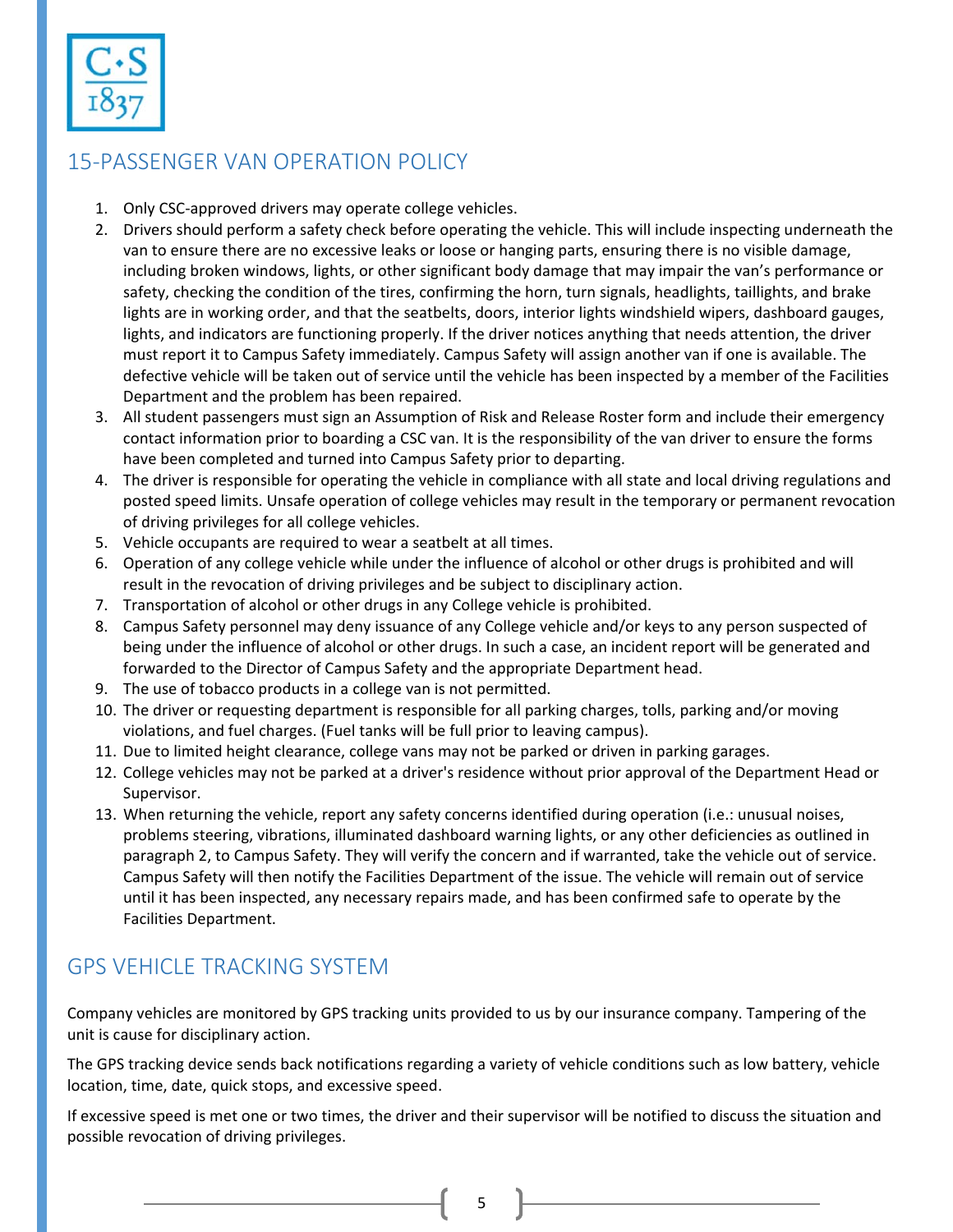## 15-PASSENGER VAN OPERATION POLICY

1. Only CSC-approved drivers may operate college vehicles.
2. Drivers should perform a safety check before operating the vehicle. This will include inspecting underneath the van to ensure there are no excessive leaks or loose or hanging parts, ensuring there is no visible damage, including broken windows, lights, or other significant body damage that may impair the van's performance or safety, checking the condition of the tires, confirming the horn, turn signals, headlights, taillights, and brake lights are in working order, and that the seatbelts, doors, interior lights windshield wipers, dashboard gauges, lights, and indicators are functioning properly. If the driver notices anything that needs attention, the driver must report it to Campus Safety immediately. Campus Safety will assign another van if one is available. The defective vehicle will be taken out of service until the vehicle has been inspected by a member of the Facilities Department and the problem has been repaired.
3. All student passengers must sign an Assumption of Risk and Release Roster form and include their emergency contact information prior to boarding a CSC van. It is the responsibility of the van driver to ensure the forms have been completed and turned into Campus Safety prior to departing.
4. The driver is responsible for operating the vehicle in compliance with all state and local driving regulations and posted speed limits. Unsafe operation of college vehicles may result in the temporary or permanent revocation of driving privileges for all college vehicles.
5. Vehicle occupants are required to wear a seatbelt at all times.
6. Operation of any college vehicle while under the influence of alcohol or other drugs is prohibited and will result in the revocation of driving privileges and be subject to disciplinary action.
7. Transportation of alcohol or other drugs in any College vehicle is prohibited.
8. Campus Safety personnel may deny issuance of any College vehicle and/or keys to any person suspected of being under the influence of alcohol or other drugs. In such a case, an incident report will be generated and forwarded to the Director of Campus Safety and the appropriate Department head.
9. The use of tobacco products in a college van is not permitted.
10. The driver or requesting department is responsible for all parking charges, tolls, parking and/or moving violations, and fuel charges. (Fuel tanks will be full prior to leaving campus).
11. Due to limited height clearance, college vans may not be parked or driven in parking garages.
12. College vehicles may not be parked at a driver's residence without prior approval of the Department Head or Supervisor.
13. When returning the vehicle, report any safety concerns identified during operation (i.e.: unusual noises, problems steering, vibrations, illuminated dashboard warning lights, or any other deficiencies as outlined in paragraph 2, to Campus Safety. They will verify the concern and if warranted, take the vehicle out of service. Campus Safety will then notify the Facilities Department of the issue. The vehicle will remain out of service until it has been inspected, any necessary repairs made, and has been confirmed safe to operate by the Facilities Department.

## GPS VEHICLE TRACKING SYSTEM

Company vehicles are monitored by GPS tracking units provided to us by our insurance company. Tampering of the unit is cause for disciplinary action.

The GPS tracking device sends back notifications regarding a variety of vehicle conditions such as low battery, vehicle location, time, date, quick stops, and excessive speed.

If excessive speed is met one or two times, the driver and their supervisor will be notified to discuss the situation and possible revocation of driving privileges.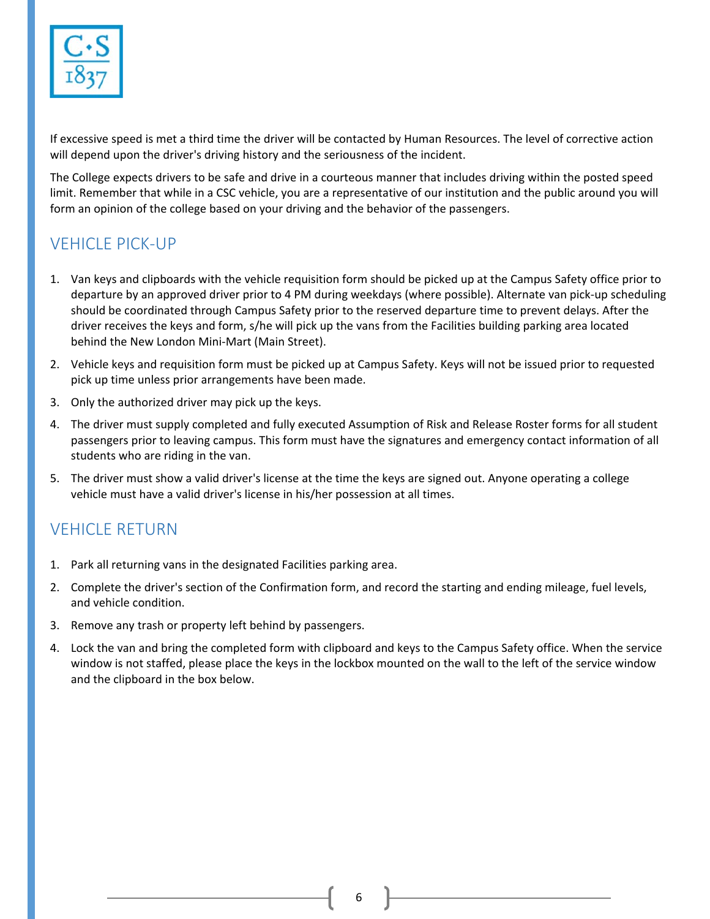If excessive speed is met a third time the driver will be contacted by Human Resources. The level of corrective action will depend upon the driver's driving history and the seriousness of the incident.

The College expects drivers to be safe and drive in a courteous manner that includes driving within the posted speed limit. Remember that while in a CSC vehicle, you are a representative of our institution and the public around you will form an opinion of the college based on your driving and the behavior of the passengers.

## VEHICLE PICK-UP

1. Van keys and clipboards with the vehicle requisition form should be picked up at the Campus Safety office prior to departure by an approved driver prior to 4 PM during weekdays (where possible). Alternate van pick-up scheduling should be coordinated through Campus Safety prior to the reserved departure time to prevent delays. After the driver receives the keys and form, s/he will pick up the vans from the Facilities building parking area located behind the New London Mini-Mart (Main Street).
2. Vehicle keys and requisition form must be picked up at Campus Safety. Keys will not be issued prior to requested pick up time unless prior arrangements have been made.
3. Only the authorized driver may pick up the keys.
4. The driver must supply completed and fully executed Assumption of Risk and Release Roster forms for all student passengers prior to leaving campus. This form must have the signatures and emergency contact information of all students who are riding in the van.
5. The driver must show a valid driver's license at the time the keys are signed out. Anyone operating a college vehicle must have a valid driver's license in his/her possession at all times.

## VEHICLE RETURN

1. Park all returning vans in the designated Facilities parking area.
2. Complete the driver's section of the Confirmation form, and record the starting and ending mileage, fuel levels, and vehicle condition.
3. Remove any trash or property left behind by passengers.
4. Lock the van and bring the completed form with clipboard and keys to the Campus Safety office. When the service window is not staffed, please place the keys in the lockbox mounted on the wall to the left of the service window and the clipboard in the box below.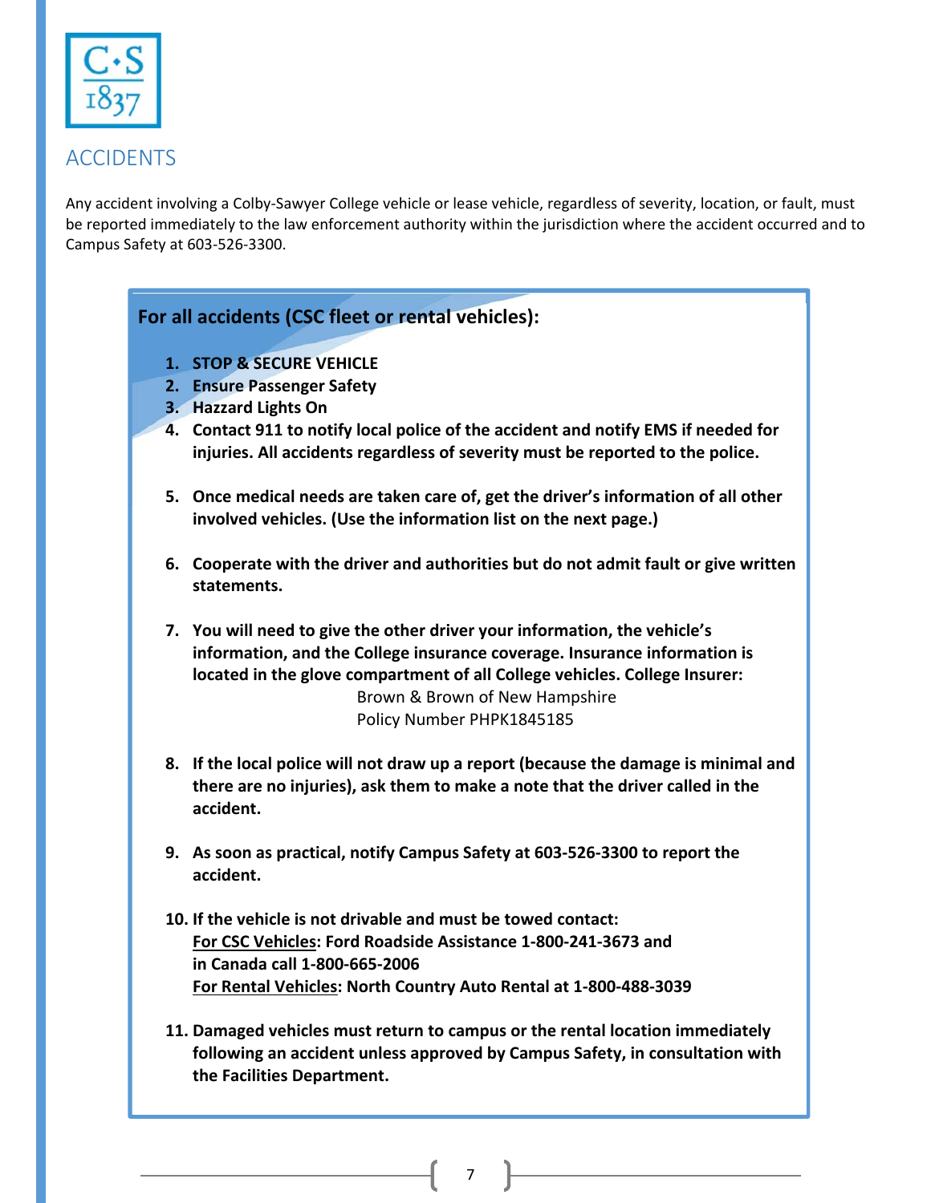# ACCIDENTS

Any accident involving a Colby-Sawyer College vehicle or lease vehicle, regardless of severity, location, or fault, must be reported immediately to the law enforcement authority within the jurisdiction where the accident occurred and to Campus Safety at 603-526-3300.

## For all accidents (CSC fleet or rental vehicles):

1. **STOP & SECURE VEHICLE**
2. **Ensure Passenger Safety**
3. **Hazzard Lights On**
4. **Contact 911 to notify local police of the accident and notify EMS if needed for injuries. All accidents regardless of severity must be reported to the police.**
5. **Once medical needs are taken care of, get the driver's information of all other involved vehicles. (Use the information list on the next page.)**
6. **Cooperate with the driver and authorities but do not admit fault or give written statements.**
7. **You will need to give the other driver your information, the vehicle's information, and the College insurance coverage. Insurance information is located in the glove compartment of all College vehicles. College Insurer:**
   Brown & Brown of New Hampshire
   Policy Number PHPK1845185
8. **If the local police will not draw up a report (because the damage is minimal and there are no injuries), ask them to make a note that the driver called in the accident.**
9. **As soon as practical, notify Campus Safety at 603-526-3300 to report the accident.**
10. **If the vehicle is not drivable and must be towed contact:**
    **For CSC Vehicles: Ford Roadside Assistance 1-800-241-3673 and in Canada call 1-800-665-2006**
    **For Rental Vehicles: North Country Auto Rental at 1-800-488-3039**
11. **Damaged vehicles must return to campus or the rental location immediately following an accident unless approved by Campus Safety, in consultation with the Facilities Department.**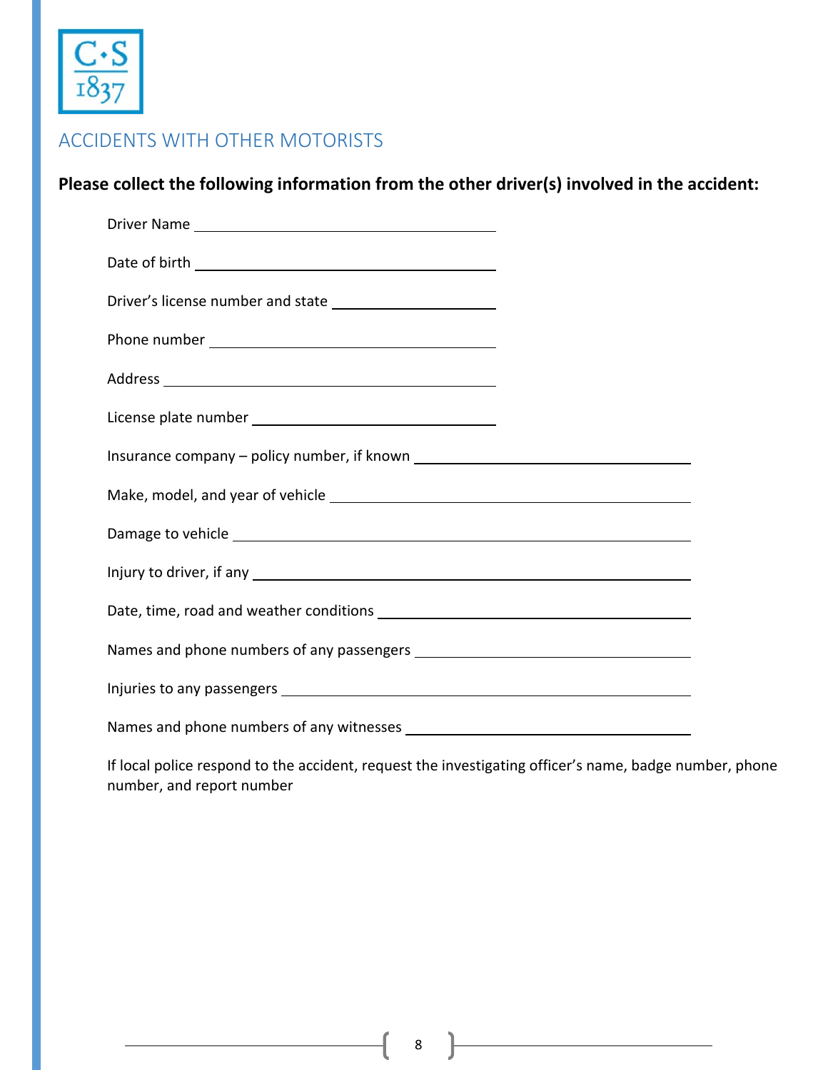## ACCIDENTS WITH OTHER MOTORISTS

**Please collect the following information from the other driver(s) involved in the accident:**

Driver Name \_\_\_\_\_\_\_\_\_\_\_\_\_\_\_\_\_\_\_\_\_\_\_\_\_\_\_\_\_\_\_\_\_\_\_\_\_\_\_\_

Date of birth \_\_\_\_\_\_\_\_\_\_\_\_\_\_\_\_\_\_\_\_\_\_\_\_\_\_\_\_\_\_\_\_\_\_\_\_\_\_\_\_

Driver's license number and state \_\_\_\_\_\_\_\_\_\_\_\_\_\_\_\_\_\_\_\_

Phone number \_\_\_\_\_\_\_\_\_\_\_\_\_\_\_\_\_\_\_\_\_\_\_\_\_\_\_\_\_\_\_\_\_\_\_\_\_\_\_\_

Address \_\_\_\_\_\_\_\_\_\_\_\_\_\_\_\_\_\_\_\_\_\_\_\_\_\_\_\_\_\_\_\_\_\_\_\_\_\_\_\_\_\_\_\_

License plate number \_\_\_\_\_\_\_\_\_\_\_\_\_\_\_\_\_\_\_\_\_\_\_\_\_\_\_\_\_\_\_\_

Insurance company – policy number, if known \_\_\_\_\_\_\_\_\_\_\_\_\_\_\_\_\_\_\_\_\_\_\_\_\_\_\_\_\_\_\_\_\_\_\_\_\_\_

Make, model, and year of vehicle \_\_\_\_\_\_\_\_\_\_\_\_\_\_\_\_\_\_\_\_\_\_\_\_\_\_\_\_\_\_\_\_\_\_\_\_\_\_\_\_\_\_\_\_\_\_\_\_

Damage to vehicle \_\_\_\_\_\_\_\_\_\_\_\_\_\_\_\_\_\_\_\_\_\_\_\_\_\_\_\_\_\_\_\_\_\_\_\_\_\_\_\_\_\_\_\_\_\_\_\_\_\_\_\_\_\_\_\_\_\_\_\_

Injury to driver, if any \_\_\_\_\_\_\_\_\_\_\_\_\_\_\_\_\_\_\_\_\_\_\_\_\_\_\_\_\_\_\_\_\_\_\_\_\_\_\_\_\_\_\_\_\_\_\_\_\_\_\_\_\_\_\_\_

Date, time, road and weather conditions \_\_\_\_\_\_\_\_\_\_\_\_\_\_\_\_\_\_\_\_\_\_\_\_\_\_\_\_\_\_\_\_\_\_\_\_\_\_\_\_\_

Names and phone numbers of any passengers \_\_\_\_\_\_\_\_\_\_\_\_\_\_\_\_\_\_\_\_\_\_\_\_\_\_\_\_\_\_\_\_\_\_\_\_\_\_

Injuries to any passengers \_\_\_\_\_\_\_\_\_\_\_\_\_\_\_\_\_\_\_\_\_\_\_\_\_\_\_\_\_\_\_\_\_\_\_\_\_\_\_\_\_\_\_\_\_\_\_\_\_\_\_\_\_

Names and phone numbers of any witnesses \_\_\_\_\_\_\_\_\_\_\_\_\_\_\_\_\_\_\_\_\_\_\_\_\_\_\_\_\_\_\_\_\_\_\_\_\_\_\_

If local police respond to the accident, request the investigating officer's name, badge number, phone number, and report number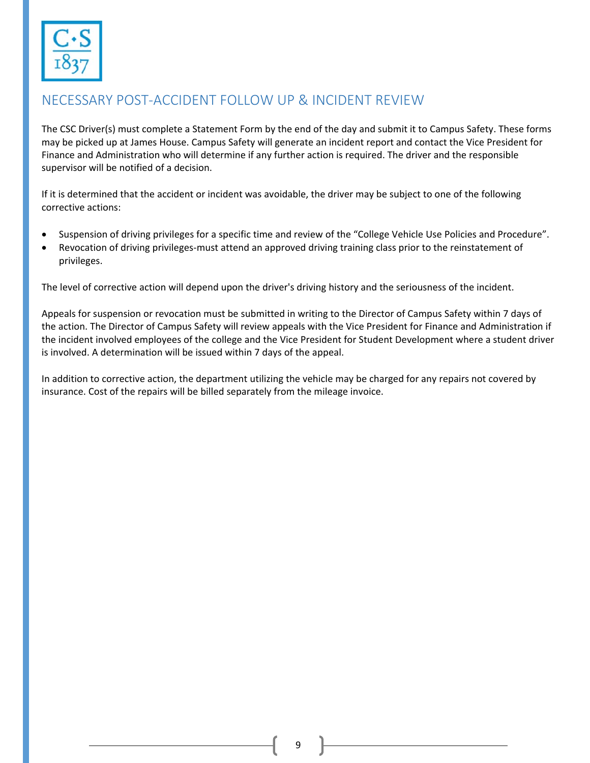## NECESSARY POST-ACCIDENT FOLLOW UP & INCIDENT REVIEW

The CSC Driver(s) must complete a Statement Form by the end of the day and submit it to Campus Safety. These forms may be picked up at James House. Campus Safety will generate an incident report and contact the Vice President for Finance and Administration who will determine if any further action is required. The driver and the responsible supervisor will be notified of a decision.

If it is determined that the accident or incident was avoidable, the driver may be subject to one of the following corrective actions:

- Suspension of driving privileges for a specific time and review of the "College Vehicle Use Policies and Procedure".
- Revocation of driving privileges-must attend an approved driving training class prior to the reinstatement of privileges.

The level of corrective action will depend upon the driver's driving history and the seriousness of the incident.

Appeals for suspension or revocation must be submitted in writing to the Director of Campus Safety within 7 days of the action. The Director of Campus Safety will review appeals with the Vice President for Finance and Administration if the incident involved employees of the college and the Vice President for Student Development where a student driver is involved. A determination will be issued within 7 days of the appeal.

In addition to corrective action, the department utilizing the vehicle may be charged for any repairs not covered by insurance. Cost of the repairs will be billed separately from the mileage invoice.